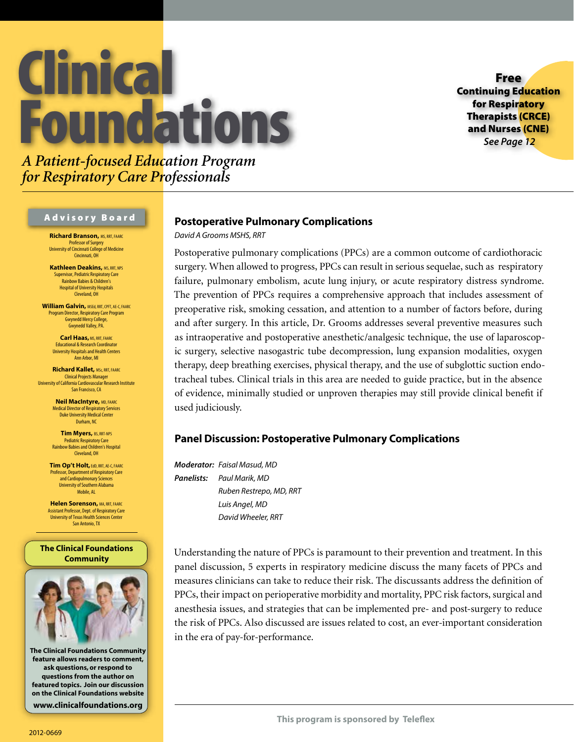# Clinical Foundations

*A Patient-focused Education Program for Respiratory Care Professionals*

**Free Continuing Education for Respiratory Therapists (CRCE) and Nurses (CNE)**
*See Page 12*

## Advisory Board

**Richard Branson,** MS, RRT, FAARC
Professor of Surgery
University of Cincinnati College of Medicine
Cincinnati, OH

**Kathleen Deakins,** MS, RRT, NPS
Supervisor, Pediatric Respiratory Care
Rainbow Babies & Children's
Hospital of University Hospitals
Cleveland, OH

**William Galvin,** MSEd, RRT, CPFT, AE-C, FAARC
Program Director, Respiratory Care Program
Gwynedd Mercy College,
Gwynedd Valley, PA.

**Carl Haas,** MS, RRT, FAARC
Educational & Research Coordinator
University Hospitals and Health Centers
Ann Arbor, MI

**Richard Kallet,** MSc, RRT, FAARC
Clinical Projects Manager
University of California Cardiovascular Research Institute
San Francisco, CA

**Neil MacIntyre,** MD, FAARC
Medical Director of Respiratory Services
Duke University Medical Center
Durham, NC

**Tim Myers,** BS, RRT-NPS
Pediatric Respiratory Care
Rainbow Babies and Children's Hospital
Cleveland, OH

**Tim Op't Holt,** EdD, RRT, AE-C, FAARC
Professor, Department of Respiratory Care
and Cardiopulmonary Sciences
University of Southern Alabama
Mobile, AL

**Helen Sorenson,** MA, RRT, FAARC
Assistant Professor, Dept. of Respiratory Care
University of Texas Health Sciences Center
San Antonio, TX

### The Clinical Foundations Community

**The Clinical Foundations Community feature allows readers to comment, ask questions, or respond to questions from the author on featured topics. Join our discussion on the Clinical Foundations website**

**www.clinicalfoundations.org**

2012-0669

## Postoperative Pulmonary Complications

*David A Grooms MSHS, RRT*

Postoperative pulmonary complications (PPCs) are a common outcome of cardiothoracic surgery. When allowed to progress, PPCs can result in serious sequelae, such as respiratory failure, pulmonary embolism, acute lung injury, or acute respiratory distress syndrome. The prevention of PPCs requires a comprehensive approach that includes assessment of preoperative risk, smoking cessation, and attention to a number of factors before, during and after surgery. In this article, Dr. Grooms addresses several preventive measures such as intraoperative and postoperative anesthetic/analgesic technique, the use of laparoscopic surgery, selective nasogastric tube decompression, lung expansion modalities, oxygen therapy, deep breathing exercises, physical therapy, and the use of subglottic suction endotracheal tubes. Clinical trials in this area are needed to guide practice, but in the absence of evidence, minimally studied or unproven therapies may still provide clinical benefit if used judiciously.

## Panel Discussion: Postoperative Pulmonary Complications

**Moderator:** *Faisal Masud, MD*

**Panelists:** *Paul Marik, MD*
*Ruben Restrepo, MD, RRT*
*Luis Angel, MD*
*David Wheeler, RRT*

Understanding the nature of PPCs is paramount to their prevention and treatment. In this panel discussion, 5 experts in respiratory medicine discuss the many facets of PPCs and measures clinicians can take to reduce their risk. The discussants address the definition of PPCs, their impact on perioperative morbidity and mortality, PPC risk factors, surgical and anesthesia issues, and strategies that can be implemented pre- and post-surgery to reduce the risk of PPCs. Also discussed are issues related to cost, an ever-important consideration in the era of pay-for-performance.

This program is sponsored by Teleflex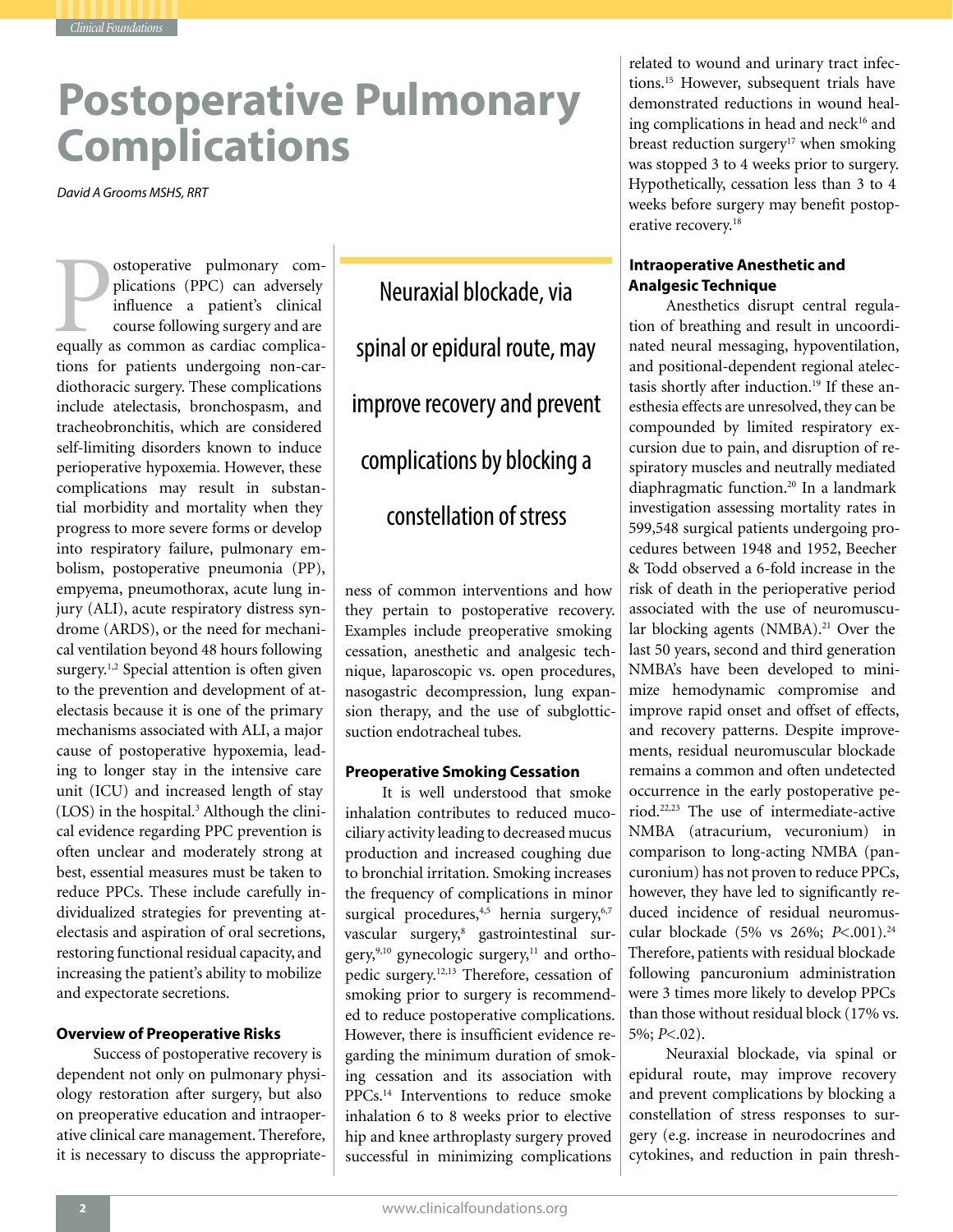# Postoperative Pulmonary Complications

*David A Grooms MSHS, RRT*

Postoperative pulmonary complications (PPC) can adversely influence a patient's clinical course following surgery and are equally as common as cardiac complications for patients undergoing non-cardiothoracic surgery. These complications include atelectasis, bronchospasm, and tracheobronchitis, which are considered self-limiting disorders known to induce perioperative hypoxemia. However, these complications may result in substantial morbidity and mortality when they progress to more severe forms or develop into respiratory failure, pulmonary embolism, postoperative pneumonia (PP), empyema, pneumothorax, acute lung injury (ALI), acute respiratory distress syndrome (ARDS), or the need for mechanical ventilation beyond 48 hours following surgery.[1,2] Special attention is often given to the prevention and development of atelectasis because it is one of the primary mechanisms associated with ALI, a major cause of postoperative hypoxemia, leading to longer stay in the intensive care unit (ICU) and increased length of stay (LOS) in the hospital.[3] Although the clinical evidence regarding PPC prevention is often unclear and moderately strong at best, essential measures must be taken to reduce PPCs. These include carefully individualized strategies for preventing atelectasis and aspiration of oral secretions, restoring functional residual capacity, and increasing the patient's ability to mobilize and expectorate secretions.

## Overview of Preoperative Risks

Success of postoperative recovery is dependent not only on pulmonary physiology restoration after surgery, but also on preoperative education and intraoperative clinical care management. Therefore, it is necessary to discuss the appropriateness of common interventions and how they pertain to postoperative recovery. Examples include preoperative smoking cessation, anesthetic and analgesic technique, laparoscopic vs. open procedures, nasogastric decompression, lung expansion therapy, and the use of subglottic-suction endotracheal tubes.

> Neuraxial blockade, via spinal or epidural route, may improve recovery and prevent complications by blocking a constellation of stress

## Preoperative Smoking Cessation

It is well understood that smoke inhalation contributes to reduced mucociliary activity leading to decreased mucus production and increased coughing due to bronchial irritation. Smoking increases the frequency of complications in minor surgical procedures,[4,5] hernia surgery,[6,7] vascular surgery,[8] gastrointestinal surgery,[9,10] gynecologic surgery,[11] and orthopedic surgery.[12,13] Therefore, cessation of smoking prior to surgery is recommended to reduce postoperative complications. However, there is insufficient evidence regarding the minimum duration of smoking cessation and its association with PPCs.[14] Interventions to reduce smoke inhalation 6 to 8 weeks prior to elective hip and knee arthroplasty surgery proved successful in minimizing complications related to wound and urinary tract infections.[15] However, subsequent trials have demonstrated reductions in wound healing complications in head and neck[16] and breast reduction surgery[17] when smoking was stopped 3 to 4 weeks prior to surgery. Hypothetically, cessation less than 3 to 4 weeks before surgery may benefit postoperative recovery.[18]

## Intraoperative Anesthetic and Analgesic Technique

Anesthetics disrupt central regulation of breathing and result in uncoordinated neural messaging, hypoventilation, and positional-dependent regional atelectasis shortly after induction.[19] If these anesthesia effects are unresolved, they can be compounded by limited respiratory excursion due to pain, and disruption of respiratory muscles and neutrally mediated diaphragmatic function.[20] In a landmark investigation assessing mortality rates in 599,548 surgical patients undergoing procedures between 1948 and 1952, Beecher & Todd observed a 6-fold increase in the risk of death in the perioperative period associated with the use of neuromuscular blocking agents (NMBA).[21] Over the last 50 years, second and third generation NMBA's have been developed to minimize hemodynamic compromise and improve rapid onset and offset of effects, and recovery patterns. Despite improvements, residual neuromuscular blockade remains a common and often undetected occurrence in the early postoperative period.[22,23] The use of intermediate-active NMBA (atracurium, vecuronium) in comparison to long-acting NMBA (pancuronium) has not proven to reduce PPCs, however, they have led to significantly reduced incidence of residual neuromuscular blockade (5% vs 26%; $P<.001$).[24] Therefore, patients with residual blockade following pancuronium administration were 3 times more likely to develop PPCs than those without residual block (17% vs. 5%; $P<.02$).

Neuraxial blockade, via spinal or epidural route, may improve recovery and prevent complications by blocking a constellation of stress responses to surgery (e.g. increase in neurodocrines and cytokines, and reduction in pain thresh-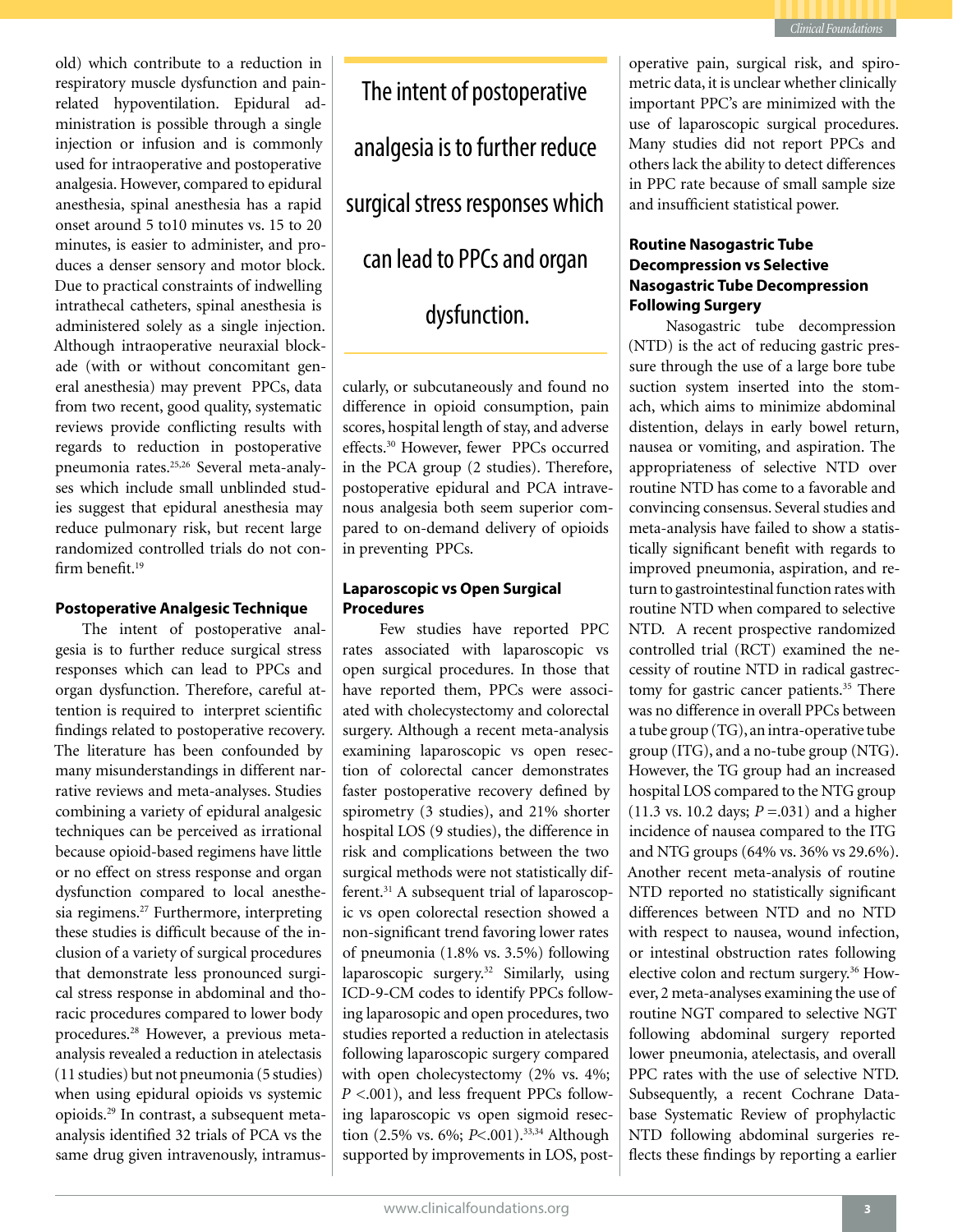old) which contribute to a reduction in respiratory muscle dysfunction and pain-related hypoventilation. Epidural administration is possible through a single injection or infusion and is commonly used for intraoperative and postoperative analgesia. However, compared to epidural anesthesia, spinal anesthesia has a rapid onset around 5 to10 minutes vs. 15 to 20 minutes, is easier to administer, and produces a denser sensory and motor block. Due to practical constraints of indwelling intrathecal catheters, spinal anesthesia is administered solely as a single injection. Although intraoperative neuraxial blockade (with or without concomitant general anesthesia) may prevent PPCs, data from two recent, good quality, systematic reviews provide conflicting results with regards to reduction in postoperative pneumonia rates.[25,26] Several meta-analyses which include small unblinded studies suggest that epidural anesthesia may reduce pulmonary risk, but recent large randomized controlled trials do not confirm benefit.[19]

### Postoperative Analgesic Technique

The intent of postoperative analgesia is to further reduce surgical stress responses which can lead to PPCs and organ dysfunction. Therefore, careful attention is required to interpret scientific findings related to postoperative recovery. The literature has been confounded by many misunderstandings in different narrative reviews and meta-analyses. Studies combining a variety of epidural analgesic techniques can be perceived as irrational because opioid-based regimens have little or no effect on stress response and organ dysfunction compared to local anesthesia regimens.[27] Furthermore, interpreting these studies is difficult because of the inclusion of a variety of surgical procedures that demonstrate less pronounced surgical stress response in abdominal and thoracic procedures compared to lower body procedures.[28] However, a previous meta-analysis revealed a reduction in atelectasis (11 studies) but not pneumonia (5 studies) when using epidural opioids vs systemic opioids.[29] In contrast, a subsequent meta-analysis identified 32 trials of PCA vs the same drug given intravenously, intramuscularly, or subcutaneously and found no difference in opioid consumption, pain scores, hospital length of stay, and adverse effects.[30] However, fewer PPCs occurred in the PCA group (2 studies). Therefore, postoperative epidural and PCA intravenous analgesia both seem superior compared to on-demand delivery of opioids in preventing PPCs.

> The intent of postoperative analgesia is to further reduce surgical stress responses which can lead to PPCs and organ dysfunction.

### Laparoscopic vs Open Surgical Procedures

Few studies have reported PPC rates associated with laparoscopic vs open surgical procedures. In those that have reported them, PPCs were associated with cholecystectomy and colorectal surgery. Although a recent meta-analysis examining laparoscopic vs open resection of colorectal cancer demonstrates faster postoperative recovery defined by spirometry (3 studies), and 21% shorter hospital LOS (9 studies), the difference in risk and complications between the two surgical methods were not statistically different.[31] A subsequent trial of laparoscopic vs open colorectal resection showed a non-significant trend favoring lower rates of pneumonia (1.8% vs. 3.5%) following laparoscopic surgery.[32] Similarly, using ICD-9-CM codes to identify PPCs following laparosopic and open procedures, two studies reported a reduction in atelectasis following laparoscopic surgery compared with open cholecystectomy (2% vs. 4%; $P < .001$), and less frequent PPCs following laparoscopic vs open sigmoid resection (2.5% vs. 6%; $P < .001$).[33,34] Although supported by improvements in LOS, postoperative pain, surgical risk, and spirometric data, it is unclear whether clinically important PPC's are minimized with the use of laparoscopic surgical procedures. Many studies did not report PPCs and others lack the ability to detect differences in PPC rate because of small sample size and insufficient statistical power.

### Routine Nasogastric Tube Decompression vs Selective Nasogastric Tube Decompression Following Surgery

Nasogastric tube decompression (NTD) is the act of reducing gastric pressure through the use of a large bore tube suction system inserted into the stomach, which aims to minimize abdominal distention, delays in early bowel return, nausea or vomiting, and aspiration. The appropriateness of selective NTD over routine NTD has come to a favorable and convincing consensus. Several studies and meta-analysis have failed to show a statistically significant benefit with regards to improved pneumonia, aspiration, and return to gastrointestinal function rates with routine NTD when compared to selective NTD. A recent prospective randomized controlled trial (RCT) examined the necessity of routine NTD in radical gastrectomy for gastric cancer patients.[35] There was no difference in overall PPCs between a tube group (TG), an intra-operative tube group (ITG), and a no-tube group (NTG). However, the TG group had an increased hospital LOS compared to the NTG group (11.3 vs. 10.2 days; $P = .031$) and a higher incidence of nausea compared to the ITG and NTG groups (64% vs. 36% vs 29.6%). Another recent meta-analysis of routine NTD reported no statistically significant differences between NTD and no NTD with respect to nausea, wound infection, or intestinal obstruction rates following elective colon and rectum surgery.[36] However, 2 meta-analyses examining the use of routine NGT compared to selective NGT following abdominal surgery reported lower pneumonia, atelectasis, and overall PPC rates with the use of selective NTD. Subsequently, a recent Cochrane Database Systematic Review of prophylactic NTD following abdominal surgeries reflects these findings by reporting a earlier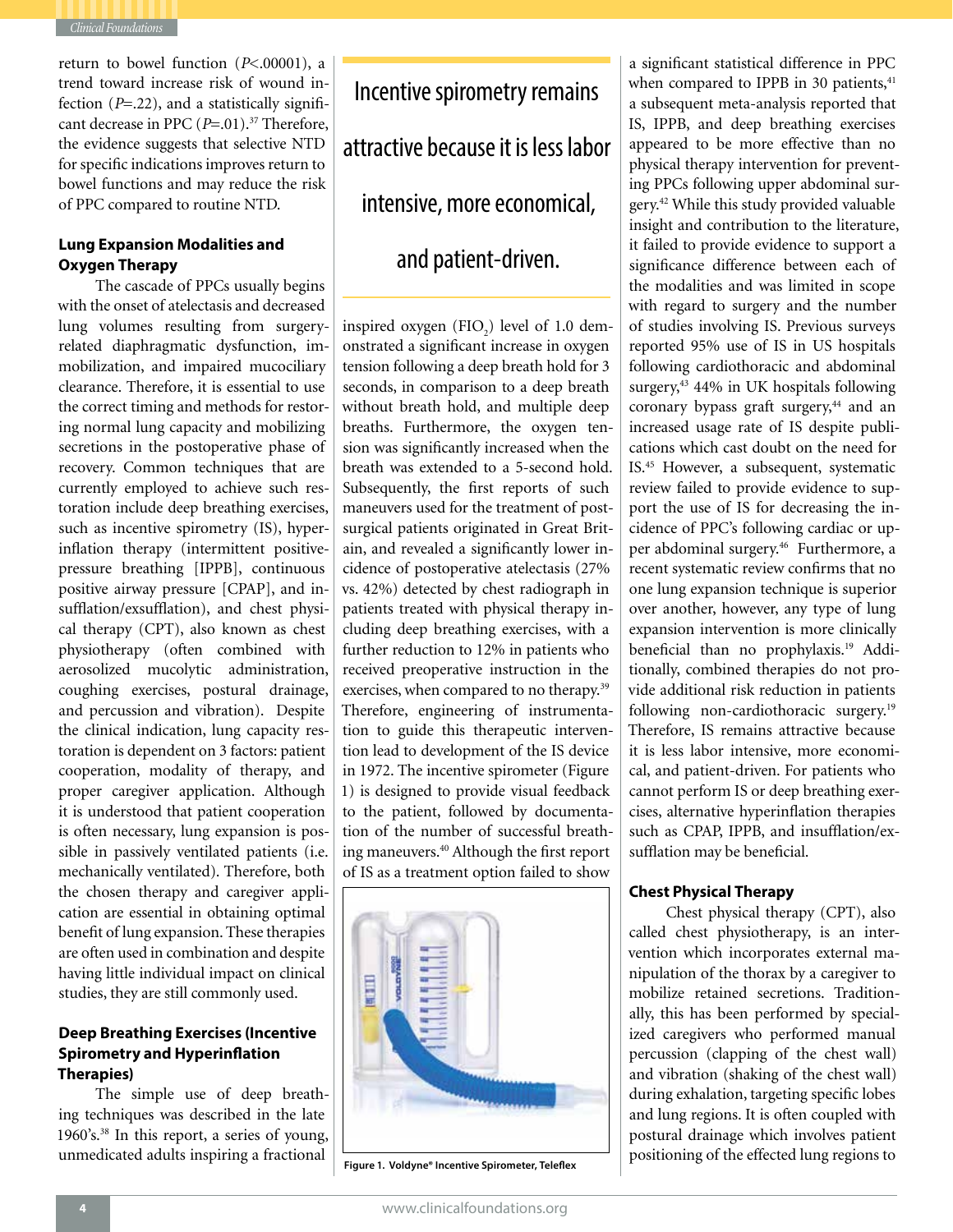return to bowel function ($P$<.00001), a trend toward increase risk of wound infection ($P$=.22), and a statistically significant decrease in PPC ($P$=.01).[37] Therefore, the evidence suggests that selective NTD for specific indications improves return to bowel functions and may reduce the risk of PPC compared to routine NTD.

## Lung Expansion Modalities and Oxygen Therapy

The cascade of PPCs usually begins with the onset of atelectasis and decreased lung volumes resulting from surgery-related diaphragmatic dysfunction, immobilization, and impaired mucociliary clearance. Therefore, it is essential to use the correct timing and methods for restoring normal lung capacity and mobilizing secretions in the postoperative phase of recovery. Common techniques that are currently employed to achieve such restoration include deep breathing exercises, such as incentive spirometry (IS), hyperinflation therapy (intermittent positive-pressure breathing [IPPB], continuous positive airway pressure [CPAP], and insufflation/exsufflation), and chest physical therapy (CPT), also known as chest physiotherapy (often combined with aerosolized mucolytic administration, coughing exercises, postural drainage, and percussion and vibration). Despite the clinical indication, lung capacity restoration is dependent on 3 factors: patient cooperation, modality of therapy, and proper caregiver application. Although it is understood that patient cooperation is often necessary, lung expansion is possible in passively ventilated patients (i.e. mechanically ventilated). Therefore, both the chosen therapy and caregiver application are essential in obtaining optimal benefit of lung expansion. These therapies are often used in combination and despite having little individual impact on clinical studies, they are still commonly used.

### Deep Breathing Exercises (Incentive Spirometry and Hyperinflation Therapies)

The simple use of deep breathing techniques was described in the late 1960's.[38] In this report, a series of young, unmedicated adults inspiring a fractional inspired oxygen ($FIO_2$) level of 1.0 demonstrated a significant increase in oxygen tension following a deep breath hold for 3 seconds, in comparison to a deep breath without breath hold, and multiple deep breaths. Furthermore, the oxygen tension was significantly increased when the breath was extended to a 5-second hold. Subsequently, the first reports of such maneuvers used for the treatment of postsurgical patients originated in Great Britain, and revealed a significantly lower incidence of postoperative atelectasis (27% vs. 42%) detected by chest radiograph in patients treated with physical therapy including deep breathing exercises, with a further reduction to 12% in patients who received preoperative instruction in the exercises, when compared to no therapy.[39] Therefore, engineering of instrumentation to guide this therapeutic intervention lead to development of the IS device in 1972. The incentive spirometer (Figure 1) is designed to provide visual feedback to the patient, followed by documentation of the number of successful breathing maneuvers.[40] Although the first report of IS as a treatment option failed to show a significant statistical difference in PPC when compared to IPPB in 30 patients,[41] a subsequent meta-analysis reported that IS, IPPB, and deep breathing exercises appeared to be more effective than no physical therapy intervention for preventing PPCs following upper abdominal surgery.[42] While this study provided valuable insight and contribution to the literature, it failed to provide evidence to support a significance difference between each of the modalities and was limited in scope with regard to surgery and the number of studies involving IS. Previous surveys reported 95% use of IS in US hospitals following cardiothoracic and abdominal surgery,[43] 44% in UK hospitals following coronary bypass graft surgery,[44] and an increased usage rate of IS despite publications which cast doubt on the need for IS.[45] However, a subsequent, systematic review failed to provide evidence to support the use of IS for decreasing the incidence of PPC's following cardiac or upper abdominal surgery.[46] Furthermore, a recent systematic review confirms that no one lung expansion technique is superior over another, however, any type of lung expansion intervention is more clinically beneficial than no prophylaxis.[19] Additionally, combined therapies do not provide additional risk reduction in patients following non-cardiothoracic surgery.[19] Therefore, IS remains attractive because it is less labor intensive, more economical, and patient-driven. For patients who cannot perform IS or deep breathing exercises, alternative hyperinflation therapies such as CPAP, IPPB, and insufflation/exsufflation may be beneficial.

> Incentive spirometry remains attractive because it is less labor intensive, more economical, and patient-driven.

**Figure 1.** Voldyne® Incentive Spirometer, Teleflex

### Chest Physical Therapy

Chest physical therapy (CPT), also called chest physiotherapy, is an intervention which incorporates external manipulation of the thorax by a caregiver to mobilize retained secretions. Traditionally, this has been performed by specialized caregivers who performed manual percussion (clapping of the chest wall) and vibration (shaking of the chest wall) during exhalation, targeting specific lobes and lung regions. It is often coupled with postural drainage which involves patient positioning of the effected lung regions to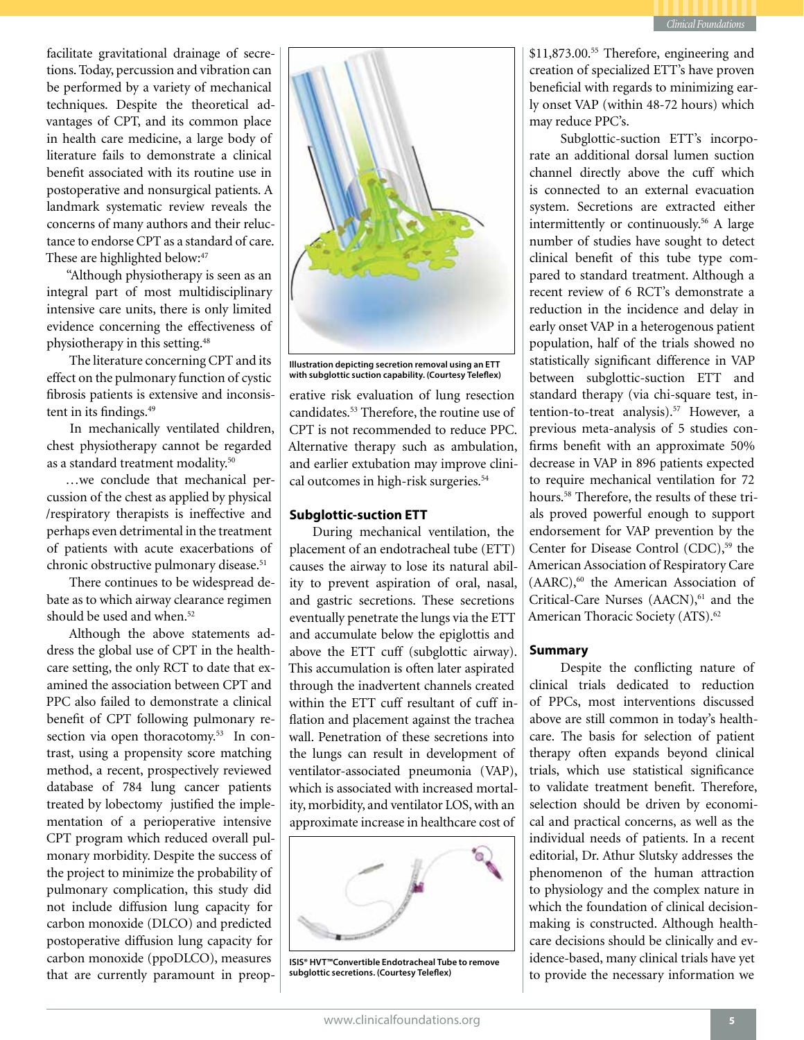facilitate gravitational drainage of secretions. Today, percussion and vibration can be performed by a variety of mechanical techniques. Despite the theoretical advantages of CPT, and its common place in health care medicine, a large body of literature fails to demonstrate a clinical benefit associated with its routine use in postoperative and nonsurgical patients. A landmark systematic review reveals the concerns of many authors and their reluctance to endorse CPT as a standard of care. These are highlighted below:[47]

"Although physiotherapy is seen as an integral part of most multidisciplinary intensive care units, there is only limited evidence concerning the effectiveness of physiotherapy in this setting.[48]

The literature concerning CPT and its effect on the pulmonary function of cystic fibrosis patients is extensive and inconsistent in its findings.[49]

In mechanically ventilated children, chest physiotherapy cannot be regarded as a standard treatment modality.[50]

…we conclude that mechanical percussion of the chest as applied by physical /respiratory therapists is ineffective and perhaps even detrimental in the treatment of patients with acute exacerbations of chronic obstructive pulmonary disease.[51]

There continues to be widespread debate as to which airway clearance regimen should be used and when.[52]

Although the above statements address the global use of CPT in the healthcare setting, the only RCT to date that examined the association between CPT and PPC also failed to demonstrate a clinical benefit of CPT following pulmonary resection via open thoracotomy.[53] In contrast, using a propensity score matching method, a recent, prospectively reviewed database of 784 lung cancer patients treated by lobectomy justified the implementation of a perioperative intensive CPT program which reduced overall pulmonary morbidity. Despite the success of the project to minimize the probability of pulmonary complication, this study did not include diffusion lung capacity for carbon monoxide (DLCO) and predicted postoperative diffusion lung capacity for carbon monoxide (ppoDLCO), measures that are currently paramount in preoperative risk evaluation of lung resection candidates.[53] Therefore, the routine use of CPT is not recommended to reduce PPC. Alternative therapy such as ambulation, and earlier extubation may improve clinical outcomes in high-risk surgeries.[54]

Illustration depicting secretion removal using an ETT with subglottic suction capability. (Courtesy Teleflex)

## Subglottic-suction ETT

During mechanical ventilation, the placement of an endotracheal tube (ETT) causes the airway to lose its natural ability to prevent aspiration of oral, nasal, and gastric secretions. These secretions eventually penetrate the lungs via the ETT and accumulate below the epiglottis and above the ETT cuff (subglottic airway). This accumulation is often later aspirated through the inadvertent channels created within the ETT cuff resultant of cuff inflation and placement against the trachea wall. Penetration of these secretions into the lungs can result in development of ventilator-associated pneumonia (VAP), which is associated with increased mortality, morbidity, and ventilator LOS, with an approximate increase in healthcare cost of $11,873.00.[55] Therefore, engineering and creation of specialized ETT's have proven beneficial with regards to minimizing early onset VAP (within 48-72 hours) which may reduce PPC's.

ISIS® HVT™Convertible Endotracheal Tube to remove subglottic secretions. (Courtesy Teleflex)

Subglottic-suction ETT's incorporate an additional dorsal lumen suction channel directly above the cuff which is connected to an external evacuation system. Secretions are extracted either intermittently or continuously.[56] A large number of studies have sought to detect clinical benefit of this tube type compared to standard treatment. Although a recent review of 6 RCT's demonstrate a reduction in the incidence and delay in early onset VAP in a heterogenous patient population, half of the trials showed no statistically significant difference in VAP between subglottic-suction ETT and standard therapy (via chi-square test, intention-to-treat analysis).[57] However, a previous meta-analysis of 5 studies confirms benefit with an approximate 50% decrease in VAP in 896 patients expected to require mechanical ventilation for 72 hours.[58] Therefore, the results of these trials proved powerful enough to support endorsement for VAP prevention by the Center for Disease Control (CDC),[59] the American Association of Respiratory Care (AARC),[60] the American Association of Critical-Care Nurses (AACN),[61] and the American Thoracic Society (ATS).[62]

## Summary

Despite the conflicting nature of clinical trials dedicated to reduction of PPCs, most interventions discussed above are still common in today's healthcare. The basis for selection of patient therapy often expands beyond clinical trials, which use statistical significance to validate treatment benefit. Therefore, selection should be driven by economical and practical concerns, as well as the individual needs of patients. In a recent editorial, Dr. Athur Slutsky addresses the phenomenon of the human attraction to physiology and the complex nature in which the foundation of clinical decision-making is constructed. Although healthcare decisions should be clinically and evidence-based, many clinical trials have yet to provide the necessary information we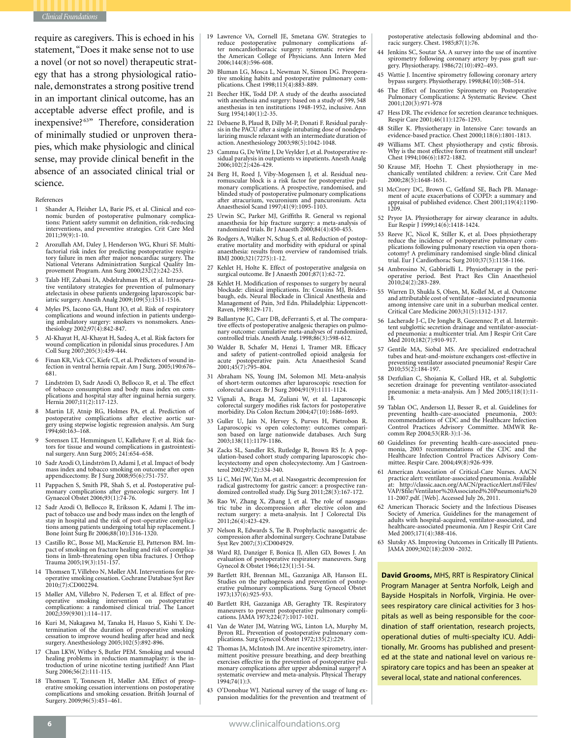require as caregivers. This is echoed in his statement, "Does it make sense not to use a novel (or not so novel) therapeutic strategy that has a strong physiological rationale, demonstrates a strong positive trend in an important clinical outcome, has an acceptable adverse effect profile, and is inexpensive?[63]" Therefore, consideration of minimally studied or unproven therapies, which make physiologic and clinical sense, may provide clinical benefit in the absence of an associated clinical trial or science.

References

1. Shander A, Fleisher LA, Barie PS, et al. Clinical and economic burden of postoperative pulmonary complications: Patient safety summit on definition, risk-reducing interventions, and preventive strategies. Crit Care Med 2011;39(9):1-10.
2. Arozullah AM, Daley J, Henderson WG, Khuri SF. Multifactorial risk index for predicting postoperative respiratory failure in men after major noncardiac surgery. The National Veterans Administration Surgical Quality Improvement Program. Ann Surg 2000;232(2):242-253.
3. Talab HF, Zabani IA, Abdelrahman HS, et al. Intraoperative ventilatory strategies for prevention of pulmonary atelectasis in obese patients undergoing laparoscopic bariatric surgery. Anesth Analg 2009;109(5):1511-1516.
4. Myles PS, Iacono GA, Hunt JO, et al. Risk of respiratory complications and wound infection in patients undergoing ambulatory surgery: smokers vs nonsmokers. Anesthesiology 2002;97(4):842-847.
5. Al-Khayat H, Al-Khayat H, Sadeq A, et al. Risk factors for wound complication in pilonidal sinus procedures. J Am Coll Surg 2007;205(3):439-444.
6. Finan KR, Vick CC, Kiefe CI, et al. Predictors of wound infection in ventral hernia repair. Am J Surg. 2005;190:676–681.
7. Lindström D, Sadr Azodi O, Bellocco R, et al. The effect of tobacco consumption and body mass index on complications and hospital stay after inguinal hernia surgery. Hernia 2007;11(2):117-123.
8. Martin LF, Atnip RG, Holmes PA, et al. Prediction of postoperative complications after elective aortic surgery using stepwise logistic regression analysis. Am Surg 1994;60:163–168.
9. Sorensen LT, Hemmingsen U, Kallehave F, et al. Risk factors for tissue and wound complications in gastrointestinal surgery. Ann Surg 2005; 241:654–658.
10. Sadr Azodi O, Lindström D, Adami J, et al. Impact of body mass index and tobacco smoking on outcome after open appendicectomy. Br J Surg 2008;95(6):751-757.
11. Pappachen S, Smith PR, Shah S, et al. Postoperative pulmonary complications after gynecologic surgery. Int J Gynaecol Obstet 2006;93(1):74-76.
12. Sadr Azodi O, Bellocco R, Eriksson K, Adami J. The impact of tobacco use and body mass index on the length of stay in hospital and the risk of post-operative complications among patients undergoing total hip replacement. J Bone Joint Surg Br 2006;88(10):1316-1320.
13. Castillo RC, Bosse MJ, MacKenzie EJ, Patterson BM. Impact of smoking on fracture healing and risk of complications in limb-threatening open tibia fractures. J Orthop Trauma 2005;19(3):151-157.
14. Thomsen T, Villebro N, Møller AM. Interventions for preoperative smoking cessation. Cochrane Database Syst Rev 2010;(7):CD002294.
15. Møller AM, Villebro N, Pedersen T, et al. Effect of preoperative smoking intervention on postoperative complications: a randomised clinical trial. The Lancet 2002;359(9301):114–117.
16. Kuri M, Nakagawa M, Tanaka H, Hasuo S, Kishi Y. Determination of the duration of preoperative smoking cessation to improve wound healing after head and neck surgery. Anesthesiology 2005;102(5):892-896.
17. Chan LKW, Withey S, Butler PEM. Smoking and wound healing problems in reduction mammaplasty: is the introduction of urine nicotine testing justified? Ann Plast Surg 2006;56(2):111-115.
18. Thomsen T, Tonnesen H, Møller AM. Effect of preoperative smoking cessation interventions on postoperative complications and smoking cessation. British Journal of Surgery. 2009;96(5):451–461.
19. Lawrence VA, Cornell JE, Smetana GW. Strategies to reduce postoperative pulmonary complications after noncardiothoracic surgery: systematic review for the American College of Physicians. Ann Intern Med 2006;144(8):596-608.
20. Bluman LG, Mosca L, Newman N, Simon DG. Preoperative smoking habits and postoperative pulmonary complications. Chest 1998;113(4):883-889.
21. Beecher HK, Todd DP. A study of the deaths associated with anesthesia and surgery: based on a study of 599, 548 anesthesias in ten institutions 1948-1952, inclusive. Ann Surg 1954;140(1):2-35.
22. Debaene B, Plaud B, Dilly M-P, Donati F. Residual paralysis in the PACU after a single intubating dose of nondepolarizing muscle relaxant with an intermediate duration of action. Anesthesiology 2003;98(5):1042-1048.
23. Cammu G, De Witte J, De Veylder J, et al. Postoperative residual paralysis in outpatients vs inpatients. Anesth Analg 2006;102(2):426-429.
24. Berg H, Roed J, Viby-Mogensen J, et al. Residual neuromuscular block is a risk factor for postoperative pulmonary complications. A prospective, randomised, and blinded study of postoperative pulmonary complications after atracurium, vecuronium and pancuronium. Acta Anaesthesiol Scand 1997;41(9):1095-1103.
25. Urwin SC, Parker MJ, Griffiths R. General vs regional anaesthesia for hip fracture surgery: a meta-analysis of randomized trials. Br J Anaesth 2000;84(4):450-455.
26. Rodgers A, Walker N, Schug S, et al. Reduction of postoperative mortality and morbidity with epidural or spinal anaesthesia: results from overview of randomised trials. BMJ 2000;321(7275):1-12.
27. Kehlet H, Holte K. Effect of postoperative analgesia on surgical outcome. Br J Anaesth 2001;87(1):62-72.
28. Kehlet H. Modification of responses to surgery by neural blockade: clinical implications. In: Cousins MJ, Bridenbaugh, eds. Neural Blockade in Clinical Anesthesia and Management of Pain, 3rd Edn. Philadelphia: Lippencott-Raven, 1998:129-171.
29. Ballantyne JC, Carr DB, deFerranti S, et al. The comparative effects of postoperative analgesic therapies on pulmonary outcome: cumulative meta-analyses of randomized, controlled trials. Anesth Analg. 1998;86(3):598-612.
30. Walder B, Schafer M, Henzi I, Tramer MR. Efficacy and safety of patient-controlled opioid analgesia for acute postoperative pain. Acta Anaesthesiol Scand 2001;45(7):795–804.
31. Abraham NS, Young JM, Solomon MJ. Meta-analysis of short-term outcomes after laparoscopic resection for colorectal cancer. Br J Surg 2004;91(9):1111-1124.
32. Vignali A, Braga M, Zuliani W, et al. Laparoscopic colorectal surgery modifies risk factors for postoperative morbidity. Dis Colon Rectum 2004;47(10):1686-1693.
33. Guller U, Jain N, Hervey S, Purves H, Pietrobon R. Laparoscopic vs open colectomy: outcomes comparison based on large nationwide databases. Arch Surg 2003;138(11):1179-1186.
34. Zacks SL, Sandler RS, Rutledge R, Brown RS Jr. A population-based cohort study comparing laparoscopic cholecystectomy and open cholecystectomy. Am J Gastroenterol 2002;97(2):334-340.
35. Li C, Mei JW, Yan M, et al. Nasogastric decompression for radical gastrectomy for gastric cancer: a prospective randomized controlled study. Dig Surg 2011;28(3):167-172.
36. Rao W, Zhang X, Zhang J, et al. The role of nasogastric tube in decompression after elective colon and rectum surgery: a meta-analysis. Int J Colorectal Dis 2011;26(4):423-429.
37. Nelson R, Edwards S, Tse B. Prophylactic nasogastric decompression after abdominal surgery. Cochrane Database Syst Rev 2007;(3):CD004929.
38. Ward RJ, Danziger F, Bonica JJ, Allen GD, Bowes J. An evaluation of postoperative respiratory maneuvers. Surg Gynecol & Obstet 1966;123(1):51-54.
39. Bartlett RH, Brennan ML, Gazzaniga AB, Hanson EL. Studies on the pathogenesis and prevention of postoperative pulmonary complications. Surg Gynecol Obstet 1973;137(6):925-933.
40. Bartlett RH, Gazzaniga AB, Geraghty TR. Respiratory maneuvers to prevent postoperative pulmonary complications. JAMA 1973;224(7):1017-1021.
41. Van de Water JM, Watring WG, Linton LA, Murphy M, Byron RL. Prevention of postoperative pulmonary complications. Surg Gynecol Obstet 1972;135(2):229.
42. Thomas JA, McIntosh JM. Are incentive spirometry, intermittent positive pressure breathing, and deep breathing exercises effective in the prevention of postoperative pulmonary complications after upper abdominal surgery? A systematic overview and meta-analysis. Physical Therapy 1994;74(1):3.
43. O'Donohue WJ. National survey of the usage of lung expansion modalities for the prevention and treatment of postoperative atelectasis following abdominal and thoracic surgery. Chest. 1985;87(1):76.
44. Jenkins SC, Soutar SA. A survey into the use of incentive spirometry following coronary artery by-pass graft surgery. Physiotherapy. 1986;72(10):492–493.
45. Wattie J. Incentive spirometry following coronary artery bypass surgery. Physiotherapy. 1998;84(10):508–514.
46. The Effect of Incentive Spirometry on Postoperative Pulmonary Complications: A Systematic Review. Chest 2001;120(3):971-978
47. Hess DR. The evidence for secretion clearance techniques. Respir Care 2001;46(11):1276-1293.
48. Stiller K. Physiotherapy in Intensive Care: towards an evidence-based practice. Chest 2000;118(6):1801-1813.
49. Williams MT. Chest physiotherapy and cystic fibrosis. Why is the most effective form of treatment still unclear? Chest 1994;106(6):1872-1882.
50. Krause MF, Hoehn T. Chest physiotherapy in mechanically ventilated children: a review. Crit Care Med 2000;28(5):1648-1651.
51. McCrory DC, Brown C, Gelfand SE, Bach PB. Management of acute exacerbations of COPD: a summary and appraisal of published evidence. Chest 2001;119(4):1190-1209.
52. Pryor JA. Physiotherapy for airway clearance in adults. Eur Respir J 1999;14(6):1418-1424.
53. Reeve JC, Nicol K, Stiller K, et al. Does physiotherapy reduce the incidence of postoperative pulmonary complications following pulmonary resection via open thoracotomy? A preliminary randomised single-blind clinical trial. Eur J Cardiothorac Surg 2010;37(5):1158-1166.
54. Ambrosino N, Gabbrielli L. Physiotherapy in the perioperative period. Best Pract Res Clin Anaesthesiol 2010;24(2):283-289.
55. Warren D, Shukla S, Olsen, M, Kollef M, et al. Outcome and attributable cost of ventilator –associated pneumonia among intensive care unit in a suburban medical center. Critical Care Medicine 2003;31(5):1312-1317.
56. Lacherade J-C, De Jonghe B, Guezennec P, et al. Intermittent subglottic secretion drainage and ventilator-associated pneumonia: a multicenter trial. Am J Respir Crit Care Med 2010;182(7):910-917.
57. Gentile MA, Siobal MS. Are specialized endotracheal tubes and heat-and-moisture exchangers cost-effective in preventing ventilator associated pneumonia? Respir Care 2010;55(2):184-197.
58. Dezfulian C, Shojania K, Collard HR, et al. Subglottic secretion drainage for preventing ventilator-associated pneumonia: a meta-analysis. Am J Med 2005;118(1):11-18.
59. Tablan OC, Anderson LJ, Besser R, et al. Guidelines for preventing health-care-associated pneumonia, 2003: recommendations of CDC and the Healthcare Infection Control Practices Advisory Committee. MMWR Recomm Rep 2004;53(RR-3):1-36.
60. Guidelines for preventing health-care-associated pneumonia, 2003 recommendations of the CDC and the Healthcare Infection Control Practices Advisory Committee. Respir Care. 2004;49(8):926-939.
61. American Association of Critical-Care Nurses. AACN practice alert: ventilator-associated pneumonia. Available at: http://classic.aacn.org/AACN/practiceAlert.nsf/Files/VAP/$file/Ventilator%20Associated%20Pneumonia%2011-2007.pdf. [Web]. Accessed July 26, 2011.
62. American Thoracic Society and the Infectious Diseases Society of America. Guidelines for the management of adults with hospital-acquired, ventilator-associated, and healthcare-associated pneumonia. Am J Respir Crit Care Med 2005;171(4):388-416.
63. Slutsky AS. Improving Outcomes in Critically Ill Patients. JAMA 2009;302(18):2030 -2032.

**David Grooms,** MHS, RRT is Respiratory Clinical Program Manager at Sentra Norfolk, Leigh and Bayside Hospitals in Norfolk, Virginia. He oversees respiratory care clinical activities for 3 hospitals as well as being responsible for the coordination of staff orientation, research projects, operational duties of multi-specialty ICU. Additionally, Mr. Grooms has published and presented at the state and national level on various respiratory care topics and has been an speaker at several local, state and national conferences.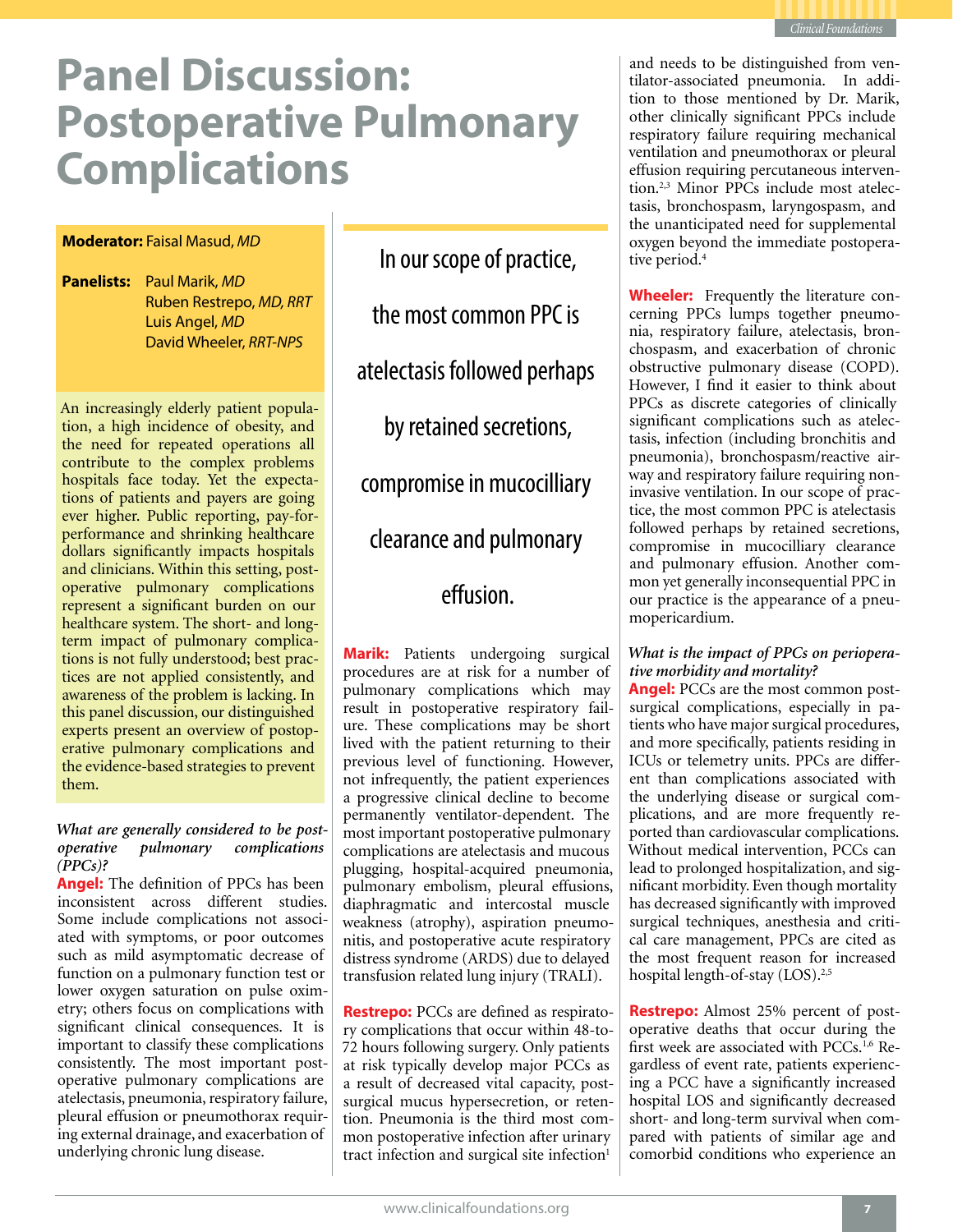# Panel Discussion: Postoperative Pulmonary Complications

**Moderator:** Faisal Masud, *MD*

**Panelists:** Paul Marik, *MD*
Ruben Restrepo, *MD, RRT*
Luis Angel, *MD*
David Wheeler, *RRT-NPS*

An increasingly elderly patient population, a high incidence of obesity, and the need for repeated operations all contribute to the complex problems hospitals face today. Yet the expectations of patients and payers are going ever higher. Public reporting, pay-for-performance and shrinking healthcare dollars significantly impacts hospitals and clinicians. Within this setting, postoperative pulmonary complications represent a significant burden on our healthcare system. The short- and long-term impact of pulmonary complications is not fully understood; best practices are not applied consistently, and awareness of the problem is lacking. In this panel discussion, our distinguished experts present an overview of postoperative pulmonary complications and the evidence-based strategies to prevent them.

*What are generally considered to be postoperative pulmonary complications (PPCs)?*

**Angel:** The definition of PPCs has been inconsistent across different studies. Some include complications not associated with symptoms, or poor outcomes such as mild asymptomatic decrease of function on a pulmonary function test or lower oxygen saturation on pulse oximetry; others focus on complications with significant clinical consequences. It is important to classify these complications consistently. The most important postoperative pulmonary complications are atelectasis, pneumonia, respiratory failure, pleural effusion or pneumothorax requiring external drainage, and exacerbation of underlying chronic lung disease.

> In our scope of practice, the most common PPC is atelectasis followed perhaps by retained secretions, compromise in mucocilliary clearance and pulmonary effusion.

**Marik:** Patients undergoing surgical procedures are at risk for a number of pulmonary complications which may result in postoperative respiratory failure. These complications may be short lived with the patient returning to their previous level of functioning. However, not infrequently, the patient experiences a progressive clinical decline to become permanently ventilator-dependent. The most important postoperative pulmonary complications are atelectasis and mucous plugging, hospital-acquired pneumonia, pulmonary embolism, pleural effusions, diaphragmatic and intercostal muscle weakness (atrophy), aspiration pneumonitis, and postoperative acute respiratory distress syndrome (ARDS) due to delayed transfusion related lung injury (TRALI).

**Restrepo:** PCCs are defined as respiratory complications that occur within 48-to-72 hours following surgery. Only patients at risk typically develop major PCCs as a result of decreased vital capacity, post-surgical mucus hypersecretion, or retention. Pneumonia is the third most common postoperative infection after urinary tract infection and surgical site infection[1] and needs to be distinguished from ventilator-associated pneumonia. In addition to those mentioned by Dr. Marik, other clinically significant PPCs include respiratory failure requiring mechanical ventilation and pneumothorax or pleural effusion requiring percutaneous intervention.[2,3] Minor PPCs include most atelectasis, bronchospasm, laryngospasm, and the unanticipated need for supplemental oxygen beyond the immediate postoperative period.[4]

**Wheeler:** Frequently the literature concerning PPCs lumps together pneumonia, respiratory failure, atelectasis, bronchospasm, and exacerbation of chronic obstructive pulmonary disease (COPD). However, I find it easier to think about PPCs as discrete categories of clinically significant complications such as atelectasis, infection (including bronchitis and pneumonia), bronchospasm/reactive airway and respiratory failure requiring noninvasive ventilation. In our scope of practice, the most common PPC is atelectasis followed perhaps by retained secretions, compromise in mucocilliary clearance and pulmonary effusion. Another common yet generally inconsequential PPC in our practice is the appearance of a pneumopericardium.

*What is the impact of PPCs on perioperative morbidity and mortality?*

**Angel:** PCCs are the most common postsurgical complications, especially in patients who have major surgical procedures, and more specifically, patients residing in ICUs or telemetry units. PPCs are different than complications associated with the underlying disease or surgical complications, and are more frequently reported than cardiovascular complications. Without medical intervention, PCCs can lead to prolonged hospitalization, and significant morbidity. Even though mortality has decreased significantly with improved surgical techniques, anesthesia and critical care management, PPCs are cited as the most frequent reason for increased hospital length-of-stay (LOS).[2,5]

**Restrepo:** Almost 25% percent of postoperative deaths that occur during the first week are associated with PCCs.[1,6] Regardless of event rate, patients experiencing a PCC have a significantly increased hospital LOS and significantly decreased short- and long-term survival when compared with patients of similar age and comorbid conditions who experience an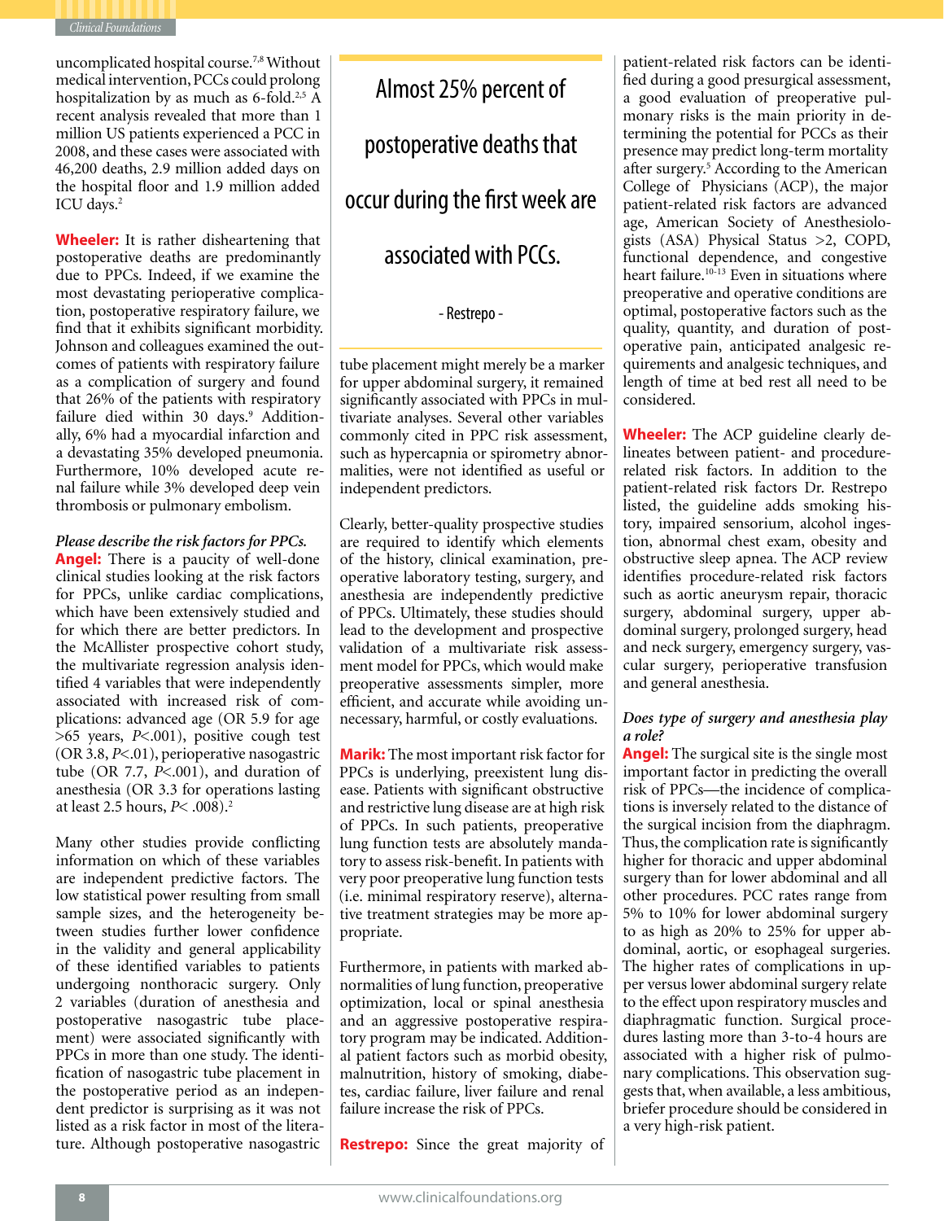uncomplicated hospital course.[7,8] Without medical intervention, PCCs could prolong hospitalization by as much as 6-fold.[2,5] A recent analysis revealed that more than 1 million US patients experienced a PCC in 2008, and these cases were associated with 46,200 deaths, 2.9 million added days on the hospital floor and 1.9 million added ICU days.[2]

**Wheeler:** It is rather disheartening that postoperative deaths are predominantly due to PPCs. Indeed, if we examine the most devastating perioperative complication, postoperative respiratory failure, we find that it exhibits significant morbidity. Johnson and colleagues examined the outcomes of patients with respiratory failure as a complication of surgery and found that 26% of the patients with respiratory failure died within 30 days.[9] Additionally, 6% had a myocardial infarction and a devastating 35% developed pneumonia. Furthermore, 10% developed acute renal failure while 3% developed deep vein thrombosis or pulmonary embolism.

*Please describe the risk factors for PPCs.*

**Angel:** There is a paucity of well-done clinical studies looking at the risk factors for PPCs, unlike cardiac complications, which have been extensively studied and for which there are better predictors. In the McAllister prospective cohort study, the multivariate regression analysis identified 4 variables that were independently associated with increased risk of complications: advanced age (OR 5.9 for age >65 years, $P<.001$), positive cough test (OR 3.8, $P<.01$), perioperative nasogastric tube (OR 7.7, $P<.001$), and duration of anesthesia (OR 3.3 for operations lasting at least 2.5 hours, $P< .008$).[2]

Many other studies provide conflicting information on which of these variables are independent predictive factors. The low statistical power resulting from small sample sizes, and the heterogeneity between studies further lower confidence in the validity and general applicability of these identified variables to patients undergoing nonthoracic surgery. Only 2 variables (duration of anesthesia and postoperative nasogastric tube placement) were associated significantly with PPCs in more than one study. The identification of nasogastric tube placement in the postoperative period as an independent predictor is surprising as it was not listed as a risk factor in most of the literature. Although postoperative nasogastric tube placement might merely be a marker for upper abdominal surgery, it remained significantly associated with PPCs in multivariate analyses. Several other variables commonly cited in PPC risk assessment, such as hypercapnia or spirometry abnormalities, were not identified as useful or independent predictors.

> Almost 25% percent of postoperative deaths that occur during the first week are associated with PCCs.
>
> \- Restrepo -

Clearly, better-quality prospective studies are required to identify which elements of the history, clinical examination, preoperative laboratory testing, surgery, and anesthesia are independently predictive of PPCs. Ultimately, these studies should lead to the development and prospective validation of a multivariate risk assessment model for PPCs, which would make preoperative assessments simpler, more efficient, and accurate while avoiding unnecessary, harmful, or costly evaluations.

**Marik:** The most important risk factor for PPCs is underlying, preexistent lung disease. Patients with significant obstructive and restrictive lung disease are at high risk of PPCs. In such patients, preoperative lung function tests are absolutely mandatory to assess risk-benefit. In patients with very poor preoperative lung function tests (i.e. minimal respiratory reserve), alternative treatment strategies may be more appropriate.

Furthermore, in patients with marked abnormalities of lung function, preoperative optimization, local or spinal anesthesia and an aggressive postoperative respiratory program may be indicated. Additional patient factors such as morbid obesity, malnutrition, history of smoking, diabetes, cardiac failure, liver failure and renal failure increase the risk of PPCs.

**Restrepo:** Since the great majority of patient-related risk factors can be identified during a good presurgical assessment, a good evaluation of preoperative pulmonary risks is the main priority in determining the potential for PCCs as their presence may predict long-term mortality after surgery.[5] According to the American College of Physicians (ACP), the major patient-related risk factors are advanced age, American Society of Anesthesiologists (ASA) Physical Status >2, COPD, functional dependence, and congestive heart failure.[10-13] Even in situations where preoperative and operative conditions are optimal, postoperative factors such as the quality, quantity, and duration of postoperative pain, anticipated analgesic requirements and analgesic techniques, and length of time at bed rest all need to be considered.

**Wheeler:** The ACP guideline clearly delineates between patient- and procedure-related risk factors. In addition to the patient-related risk factors Dr. Restrepo listed, the guideline adds smoking history, impaired sensorium, alcohol ingestion, abnormal chest exam, obesity and obstructive sleep apnea. The ACP review identifies procedure-related risk factors such as aortic aneurysm repair, thoracic surgery, abdominal surgery, upper abdominal surgery, prolonged surgery, head and neck surgery, emergency surgery, vascular surgery, perioperative transfusion and general anesthesia.

*Does type of surgery and anesthesia play a role?*

**Angel:** The surgical site is the single most important factor in predicting the overall risk of PPCs—the incidence of complications is inversely related to the distance of the surgical incision from the diaphragm. Thus, the complication rate is significantly higher for thoracic and upper abdominal surgery than for lower abdominal and all other procedures. PCC rates range from 5% to 10% for lower abdominal surgery to as high as 20% to 25% for upper abdominal, aortic, or esophageal surgeries. The higher rates of complications in upper versus lower abdominal surgery relate to the effect upon respiratory muscles and diaphragmatic function. Surgical procedures lasting more than 3-to-4 hours are associated with a higher risk of pulmonary complications. This observation suggests that, when available, a less ambitious, briefer procedure should be considered in a very high-risk patient.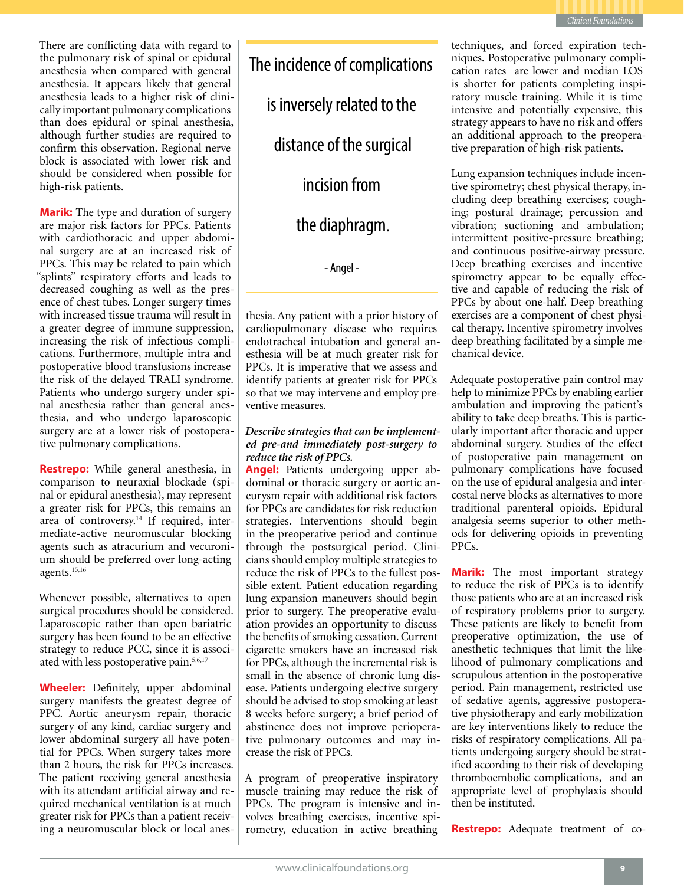There are conflicting data with regard to the pulmonary risk of spinal or epidural anesthesia when compared with general anesthesia. It appears likely that general anesthesia leads to a higher risk of clinically important pulmonary complications than does epidural or spinal anesthesia, although further studies are required to confirm this observation. Regional nerve block is associated with lower risk and should be considered when possible for high-risk patients.

**Marik:** The type and duration of surgery are major risk factors for PPCs. Patients with cardiothoracic and upper abdominal surgery are at an increased risk of PPCs. This may be related to pain which "splints" respiratory efforts and leads to decreased coughing as well as the presence of chest tubes. Longer surgery times with increased tissue trauma will result in a greater degree of immune suppression, increasing the risk of infectious complications. Furthermore, multiple intra and postoperative blood transfusions increase the risk of the delayed TRALI syndrome. Patients who undergo surgery under spinal anesthesia rather than general anesthesia, and who undergo laparoscopic surgery are at a lower risk of postoperative pulmonary complications.

**Restrepo:** While general anesthesia, in comparison to neuraxial blockade (spinal or epidural anesthesia), may represent a greater risk for PPCs, this remains an area of controversy.[14] If required, intermediate-active neuromuscular blocking agents such as atracurium and vecuronium should be preferred over long-acting agents.[15,16]

Whenever possible, alternatives to open surgical procedures should be considered. Laparoscopic rather than open bariatric surgery has been found to be an effective strategy to reduce PCC, since it is associated with less postoperative pain.[5,6,17]

**Wheeler:** Definitely, upper abdominal surgery manifests the greatest degree of PPC. Aortic aneurysm repair, thoracic surgery of any kind, cardiac surgery and lower abdominal surgery all have potential for PPCs. When surgery takes more than 2 hours, the risk for PPCs increases. The patient receiving general anesthesia with its attendant artificial airway and required mechanical ventilation is at much greater risk for PPCs than a patient receiving a neuromuscular block or local anesthesia. Any patient with a prior history of cardiopulmonary disease who requires endotracheal intubation and general anesthesia will be at much greater risk for PPCs. It is imperative that we assess and identify patients at greater risk for PPCs so that we may intervene and employ preventive measures.

> The incidence of complications is inversely related to the distance of the surgical incision from the diaphragm.
>
> - Angel -

***Describe strategies that can be implemented pre-and immediately post-surgery to reduce the risk of PPCs.***

**Angel:** Patients undergoing upper abdominal or thoracic surgery or aortic aneurysm repair with additional risk factors for PPCs are candidates for risk reduction strategies. Interventions should begin in the preoperative period and continue through the postsurgical period. Clinicians should employ multiple strategies to reduce the risk of PPCs to the fullest possible extent. Patient education regarding lung expansion maneuvers should begin prior to surgery. The preoperative evaluation provides an opportunity to discuss the benefits of smoking cessation. Current cigarette smokers have an increased risk for PPCs, although the incremental risk is small in the absence of chronic lung disease. Patients undergoing elective surgery should be advised to stop smoking at least 8 weeks before surgery; a brief period of abstinence does not improve perioperative pulmonary outcomes and may increase the risk of PPCs.

A program of preoperative inspiratory muscle training may reduce the risk of PPCs. The program is intensive and involves breathing exercises, incentive spirometry, education in active breathing techniques, and forced expiration techniques. Postoperative pulmonary complication rates are lower and median LOS is shorter for patients completing inspiratory muscle training. While it is time intensive and potentially expensive, this strategy appears to have no risk and offers an additional approach to the preoperative preparation of high-risk patients.

Lung expansion techniques include incentive spirometry; chest physical therapy, including deep breathing exercises; coughing; postural drainage; percussion and vibration; suctioning and ambulation; intermittent positive-pressure breathing; and continuous positive-airway pressure. Deep breathing exercises and incentive spirometry appear to be equally effective and capable of reducing the risk of PPCs by about one-half. Deep breathing exercises are a component of chest physical therapy. Incentive spirometry involves deep breathing facilitated by a simple mechanical device.

Adequate postoperative pain control may help to minimize PPCs by enabling earlier ambulation and improving the patient's ability to take deep breaths. This is particularly important after thoracic and upper abdominal surgery. Studies of the effect of postoperative pain management on pulmonary complications have focused on the use of epidural analgesia and intercostal nerve blocks as alternatives to more traditional parenteral opioids. Epidural analgesia seems superior to other methods for delivering opioids in preventing PPCs.

**Marik:** The most important strategy to reduce the risk of PPCs is to identify those patients who are at an increased risk of respiratory problems prior to surgery. These patients are likely to benefit from preoperative optimization, the use of anesthetic techniques that limit the likelihood of pulmonary complications and scrupulous attention in the postoperative period. Pain management, restricted use of sedative agents, aggressive postoperative physiotherapy and early mobilization are key interventions likely to reduce the risks of respiratory complications. All patients undergoing surgery should be stratified according to their risk of developing thromboembolic complications, and an appropriate level of prophylaxis should then be instituted.

**Restrepo:** Adequate treatment of co-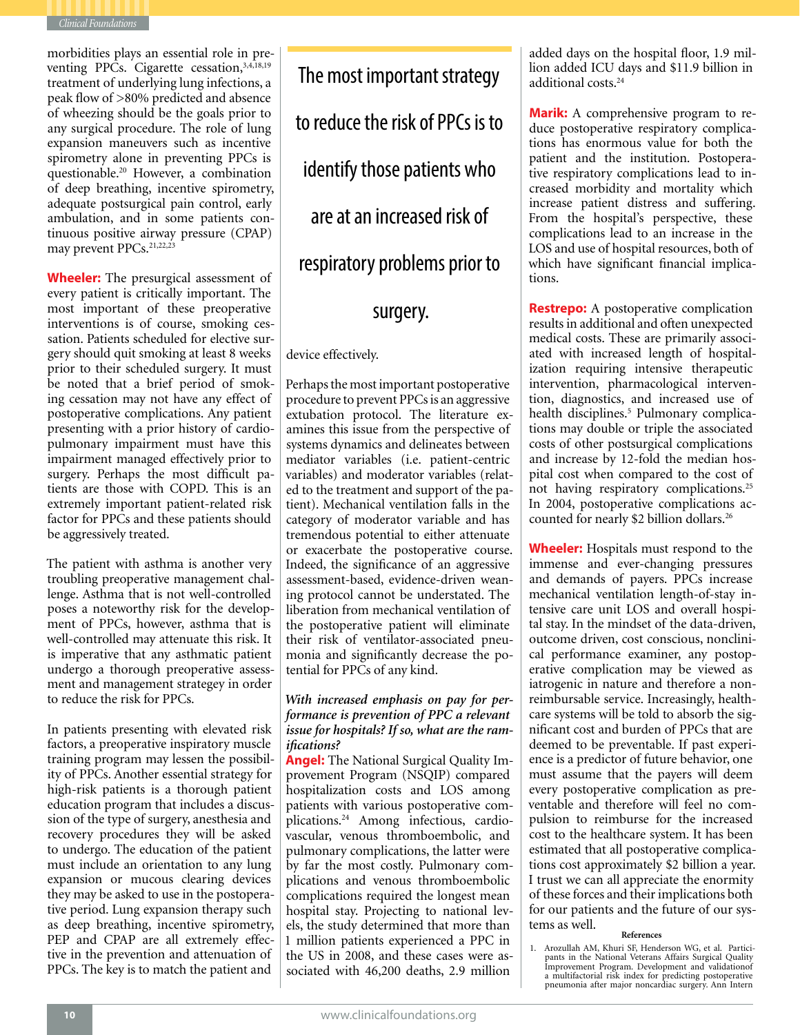morbidities plays an essential role in preventing PPCs. Cigarette cessation,[3,4,18,19] treatment of underlying lung infections, a peak flow of >80% predicted and absence of wheezing should be the goals prior to any surgical procedure. The role of lung expansion maneuvers such as incentive spirometry alone in preventing PPCs is questionable.[20] However, a combination of deep breathing, incentive spirometry, adequate postsurgical pain control, early ambulation, and in some patients continuous positive airway pressure (CPAP) may prevent PPCs.[21,22,23]

**Wheeler:** The presurgical assessment of every patient is critically important. The most important of these preoperative interventions is of course, smoking cessation. Patients scheduled for elective surgery should quit smoking at least 8 weeks prior to their scheduled surgery. It must be noted that a brief period of smoking cessation may not have any effect of postoperative complications. Any patient presenting with a prior history of cardiopulmonary impairment must have this impairment managed effectively prior to surgery. Perhaps the most difficult patients are those with COPD. This is an extremely important patient-related risk factor for PPCs and these patients should be aggressively treated.

The patient with asthma is another very troubling preoperative management challenge. Asthma that is not well-controlled poses a noteworthy risk for the development of PPCs, however, asthma that is well-controlled may attenuate this risk. It is imperative that any asthmatic patient undergo a thorough preoperative assessment and management strategey in order to reduce the risk for PPCs.

In patients presenting with elevated risk factors, a preoperative inspiratory muscle training program may lessen the possibility of PPCs. Another essential strategy for high-risk patients is a thorough patient education program that includes a discussion of the type of surgery, anesthesia and recovery procedures they will be asked to undergo. The education of the patient must include an orientation to any lung expansion or mucous clearing devices they may be asked to use in the postoperative period. Lung expansion therapy such as deep breathing, incentive spirometry, PEP and CPAP are all extremely effective in the prevention and attenuation of PPCs. The key is to match the patient and device effectively.

> The most important strategy to reduce the risk of PPCs is to identify those patients who are at an increased risk of respiratory problems prior to surgery.

Perhaps the most important postoperative procedure to prevent PPCs is an aggressive extubation protocol. The literature examines this issue from the perspective of systems dynamics and delineates between mediator variables (i.e. patient-centric variables) and moderator variables (related to the treatment and support of the patient). Mechanical ventilation falls in the category of moderator variable and has tremendous potential to either attenuate or exacerbate the postoperative course. Indeed, the significance of an aggressive assessment-based, evidence-driven weaning protocol cannot be understated. The liberation from mechanical ventilation of the postoperative patient will eliminate their risk of ventilator-associated pneumonia and significantly decrease the potential for PPCs of any kind.

***With increased emphasis on pay for performance is prevention of PPC a relevant issue for hospitals? If so, what are the ramifications?***

**Angel:** The National Surgical Quality Improvement Program (NSQIP) compared hospitalization costs and LOS among patients with various postoperative complications.[24] Among infectious, cardiovascular, venous thromboembolic, and pulmonary complications, the latter were by far the most costly. Pulmonary complications and venous thromboembolic complications required the longest mean hospital stay. Projecting to national levels, the study determined that more than 1 million patients experienced a PPC in the US in 2008, and these cases were associated with 46,200 deaths, 2.9 million added days on the hospital floor, 1.9 million added ICU days and $11.9 billion in additional costs.[24]

**Marik:** A comprehensive program to reduce postoperative respiratory complications has enormous value for both the patient and the institution. Postoperative respiratory complications lead to increased morbidity and mortality which increase patient distress and suffering. From the hospital's perspective, these complications lead to an increase in the LOS and use of hospital resources, both of which have significant financial implications.

**Restrepo:** A postoperative complication results in additional and often unexpected medical costs. These are primarily associated with increased length of hospitalization requiring intensive therapeutic intervention, pharmacological intervention, diagnostics, and increased use of health disciplines.[5] Pulmonary complications may double or triple the associated costs of other postsurgical complications and increase by 12-fold the median hospital cost when compared to the cost of not having respiratory complications.[25] In 2004, postoperative complications accounted for nearly $2 billion dollars.[26]

**Wheeler:** Hospitals must respond to the immense and ever-changing pressures and demands of payers. PPCs increase mechanical ventilation length-of-stay intensive care unit LOS and overall hospital stay. In the mindset of the data-driven, outcome driven, cost conscious, nonclinical performance examiner, any postoperative complication may be viewed as iatrogenic in nature and therefore a non-reimbursable service. Increasingly, healthcare systems will be told to absorb the significant cost and burden of PPCs that are deemed to be preventable. If past experience is a predictor of future behavior, one must assume that the payers will deem every postoperative complication as preventable and therefore will feel no compulsion to reimburse for the increased cost to the healthcare system. It has been estimated that all postoperative complications cost approximately $2 billion a year. I trust we can all appreciate the enormity of these forces and their implications both for our patients and the future of our systems as well.

#### References

1. Arozullah AM, Khuri SF, Henderson WG, et al. Participants in the National Veterans Affairs Surgical Quality Improvement Program. Development and validationof a multifactorial risk index for predicting postoperative pneumonia after major noncardiac surgery. Ann Intern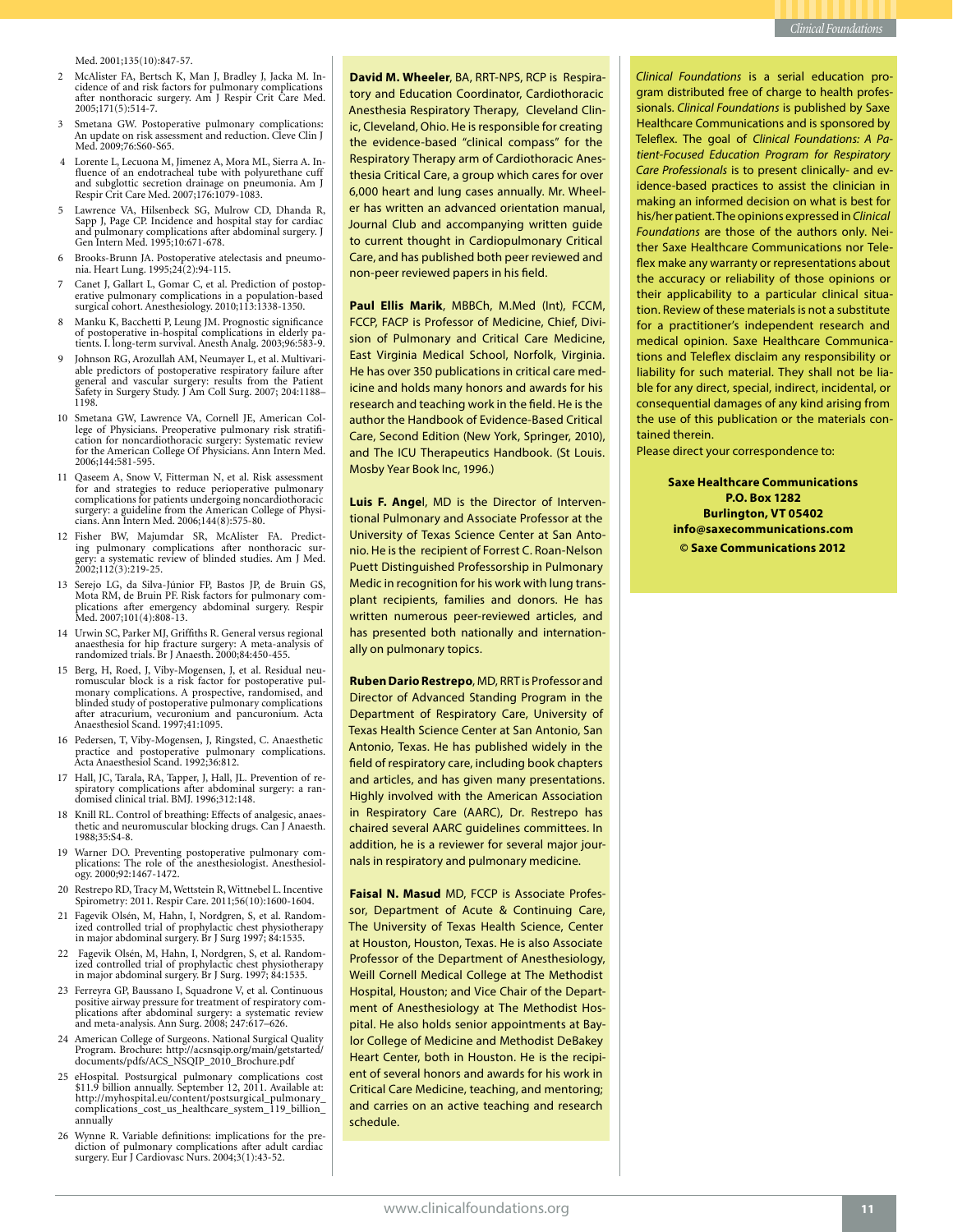Med. 2001;135(10):847-57.

2. McAlister FA, Bertsch K, Man J, Bradley J, Jacka M. Incidence of and risk factors for pulmonary complications after nonthoracic surgery. Am J Respir Crit Care Med. 2005;171(5):514-7.
3. Smetana GW. Postoperative pulmonary complications: An update on risk assessment and reduction. Cleve Clin J Med. 2009;76:S60-S65.
4. Lorente L, Lecuona M, Jimenez A, Mora ML, Sierra A. Influence of an endotracheal tube with polyurethane cuff and subglottic secretion drainage on pneumonia. Am J Respir Crit Care Med. 2007;176:1079-1083.
5. Lawrence VA, Hilsenbeck SG, Mulrow CD, Dhanda R, Sapp J, Page CP. Incidence and hospital stay for cardiac and pulmonary complications after abdominal surgery. J Gen Intern Med. 1995;10:671-678.
6. Brooks-Brunn JA. Postoperative atelectasis and pneumonia. Heart Lung. 1995;24(2):94-115.
7. Canet J, Gallart L, Gomar C, et al. Prediction of postoperative pulmonary complications in a population-based surgical cohort. Anesthesiology. 2010;113:1338-1350.
8. Manku K, Bacchetti P, Leung JM. Prognostic significance of postoperative in-hospital complications in elderly patients. I. long-term survival. Anesth Analg. 2003;96:583-9.
9. Johnson RG, Arozullah AM, Neumayer L, et al. Multivariable predictors of postoperative respiratory failure after general and vascular surgery: results from the Patient Safety in Surgery Study. J Am Coll Surg. 2007; 204:1188–1198.
10. Smetana GW, Lawrence VA, Cornell JE, American College of Physicians. Preoperative pulmonary risk stratification for noncardiothoracic surgery: Systematic review for the American College Of Physicians. Ann Intern Med. 2006;144:581-595.
11. Qaseem A, Snow V, Fitterman N, et al. Risk assessment for and strategies to reduce perioperative pulmonary complications for patients undergoing noncardiothoracic surgery: a guideline from the American College of Physicians. Ann Intern Med. 2006;144(8):575-80.
12. Fisher BW, Majumdar SR, McAlister FA. Predicting pulmonary complications after nonthoracic surgery: a systematic review of blinded studies. Am J Med. 2002;112(3):219-25.
13. Serejo LG, da Silva-Júnior FP, Bastos JP, de Bruin GS, Mota RM, de Bruin PF. Risk factors for pulmonary complications after emergency abdominal surgery. Respir Med. 2007;101(4):808-13.
14. Urwin SC, Parker MJ, Griffiths R. General versus regional anaesthesia for hip fracture surgery: A meta-analysis of randomized trials. Br J Anaesth. 2000;84:450-455.
15. Berg, H, Roed, J, Viby-Mogensen, J, et al. Residual neuromuscular block is a risk factor for postoperative pulmonary complications. A prospective, randomised, and blinded study of postoperative pulmonary complications after atracurium, vecuronium and pancuronium. Acta Anaesthesiol Scand. 1997;41:1095.
16. Pedersen, T, Viby-Mogensen, J, Ringsted, C. Anaesthetic practice and postoperative pulmonary complications. Acta Anaesthesiol Scand. 1992;36:812.
17. Hall, JC, Tarala, RA, Tapper, J, Hall, JL. Prevention of respiratory complications after abdominal surgery: a randomised clinical trial. BMJ. 1996;312:148.
18. Knill RL. Control of breathing: Effects of analgesic, anaesthetic and neuromuscular blocking drugs. Can J Anaesth. 1988;35:S4-8.
19. Warner DO. Preventing postoperative pulmonary complications: The role of the anesthesiologist. Anesthesiology. 2000;92:1467-1472.
20. Restrepo RD, Tracy M, Wettstein R, Wittnebel L. Incentive Spirometry: 2011. Respir Care. 2011;56(10):1600-1604.
21. Fagevik Olsén, M, Hahn, I, Nordgren, S, et al. Randomized controlled trial of prophylactic chest physiotherapy in major abdominal surgery. Br J Surg 1997; 84:1535.
22. Fagevik Olsén, M, Hahn, I, Nordgren, S, et al. Randomized controlled trial of prophylactic chest physiotherapy in major abdominal surgery. Br J Surg. 1997; 84:1535.
23. Ferreyra GP, Baussano I, Squadrone V, et al. Continuous positive airway pressure for treatment of respiratory complications after abdominal surgery: a systematic review and meta-analysis. Ann Surg. 2008; 247:617–626.
24. American College of Surgeons. National Surgical Quality Program. Brochure: http://acsnsqip.org/main/getstarted/documents/pdfs/ACS_NSQIP_2010_Brochure.pdf
25. eHospital. Postsurgical pulmonary complications cost $11.9 billion annually. September 12, 2011. Available at: http://myhospital.eu/content/postsurgical_pulmonary_complications_cost_us_healthcare_system_119_billion_annually
26. Wynne R. Variable definitions: implications for the prediction of pulmonary complications after adult cardiac surgery. Eur J Cardiovasc Nurs. 2004;3(1):43-52.

**David M. Wheeler**, BA, RRT-NPS, RCP is Respiratory and Education Coordinator, Cardiothoracic Anesthesia Respiratory Therapy, Cleveland Clinic, Cleveland, Ohio. He is responsible for creating the evidence-based "clinical compass" for the Respiratory Therapy arm of Cardiothoracic Anesthesia Critical Care, a group which cares for over 6,000 heart and lung cases annually. Mr. Wheeler has written an advanced orientation manual, Journal Club and accompanying written guide to current thought in Cardiopulmonary Critical Care, and has published both peer reviewed and non-peer reviewed papers in his field.

**Paul Ellis Marik**, MBBCh, M.Med (Int), FCCM, FCCP, FACP is Professor of Medicine, Chief, Division of Pulmonary and Critical Care Medicine, East Virginia Medical School, Norfolk, Virginia. He has over 350 publications in critical care medicine and holds many honors and awards for his research and teaching work in the field. He is the author the Handbook of Evidence-Based Critical Care, Second Edition (New York, Springer, 2010), and The ICU Therapeutics Handbook. (St Louis. Mosby Year Book Inc, 1996.)

**Luis F. Angel**, MD is the Director of Interventional Pulmonary and Associate Professor at the University of Texas Science Center at San Antonio. He is the recipient of Forrest C. Roan-Nelson Puett Distinguished Professorship in Pulmonary Medic in recognition for his work with lung transplant recipients, families and donors. He has written numerous peer-reviewed articles, and has presented both nationally and internationally on pulmonary topics.

**Ruben Dario Restrepo**, MD, RRT is Professor and Director of Advanced Standing Program in the Department of Respiratory Care, University of Texas Health Science Center at San Antonio, San Antonio, Texas. He has published widely in the field of respiratory care, including book chapters and articles, and has given many presentations. Highly involved with the American Association in Respiratory Care (AARC), Dr. Restrepo has chaired several AARC guidelines committees. In addition, he is a reviewer for several major journals in respiratory and pulmonary medicine.

**Faisal N. Masud** MD, FCCP is Associate Professor, Department of Acute & Continuing Care, The University of Texas Health Science, Center at Houston, Houston, Texas. He is also Associate Professor of the Department of Anesthesiology, Weill Cornell Medical College at The Methodist Hospital, Houston; and Vice Chair of the Department of Anesthesiology at The Methodist Hospital. He also holds senior appointments at Baylor College of Medicine and Methodist DeBakey Heart Center, both in Houston. He is the recipient of several honors and awards for his work in Critical Care Medicine, teaching, and mentoring; and carries on an active teaching and research schedule.

*Clinical Foundations* is a serial education program distributed free of charge to health professionals. *Clinical Foundations* is published by Saxe Healthcare Communications and is sponsored by Teleflex. The goal of *Clinical Foundations: A Patient-Focused Education Program for Respiratory Care Professionals* is to present clinically- and evidence-based practices to assist the clinician in making an informed decision on what is best for his/her patient. The opinions expressed in *Clinical Foundations* are those of the authors only. Neither Saxe Healthcare Communications nor Teleflex make any warranty or representations about the accuracy or reliability of those opinions or their applicability to a particular clinical situation. Review of these materials is not a substitute for a practitioner's independent research and medical opinion. Saxe Healthcare Communications and Teleflex disclaim any responsibility or liability for such material. They shall not be liable for any direct, special, indirect, incidental, or consequential damages of any kind arising from the use of this publication or the materials contained therein.

Please direct your correspondence to:

**Saxe Healthcare Communications**
**P.O. Box 1282**
**Burlington, VT 05402**
**info@saxecommunications.com**
**© Saxe Communications 2012**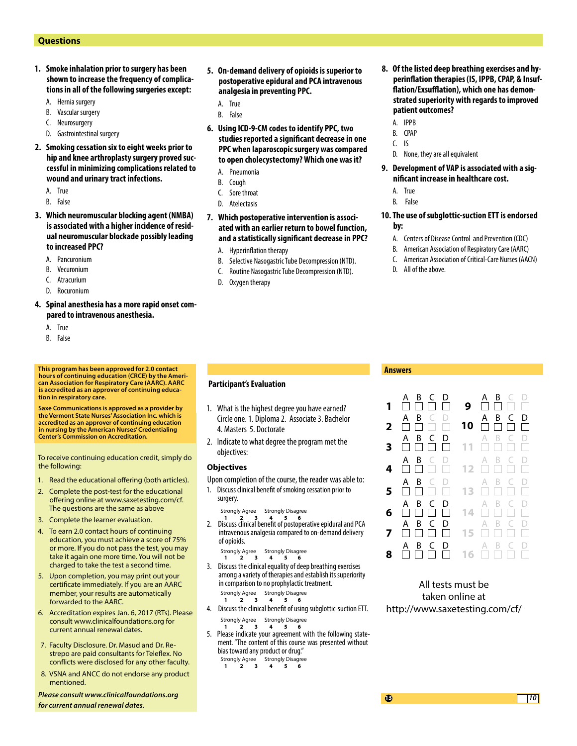## Questions

**1. Smoke inhalation prior to surgery has been shown to increase the frequency of complications in all of the following surgeries except:**

A. Hernia surgery
B. Vascular surgery
C. Neurosurgery
D. Gastrointestinal surgery

**2. Smoking cessation six to eight weeks prior to hip and knee arthroplasty surgery proved successful in minimizing complications related to wound and urinary tract infections.**

A. True
B. False

**3. Which neuromuscular blocking agent (NMBA) is associated with a higher incidence of residual neuromuscular blockade possibly leading to increased PPC?**

A. Pancuronium
B. Vecuronium
C. Atracurium
D. Rocuronium

**4. Spinal anesthesia has a more rapid onset compared to intravenous anesthesia.**

A. True
B. False

**5. On-demand delivery of opioids is superior to postoperative epidural and PCA intravenous analgesia in preventing PPC.**

A. True
B. False

**6. Using ICD-9-CM codes to identify PPC, two studies reported a significant decrease in one PPC when laparoscopic surgery was compared to open cholecystectomy? Which one was it?**

A. Pneumonia
B. Cough
C. Sore throat
D. Atelectasis

**7. Which postoperative intervention is associated with an earlier return to bowel function, and a statistically significant decrease in PPC?**

A. Hyperinflation therapy
B. Selective Nasogastric Tube Decompression (NTD).
C. Routine Nasogastric Tube Decompression (NTD).
D. Oxygen therapy

**8. Of the listed deep breathing exercises and hyperinflation therapies (IS, IPPB, CPAP, & Insufflation/Exsufflation), which one has demonstrated superiority with regards to improved patient outcomes?**

A. IPPB
B. CPAP
C. IS
D. None, they are all equivalent

**9. Development of VAP is associated with a significant increase in healthcare cost.**

A. True
B. False

**10. The use of subglottic-suction ETT is endorsed by:**

A. Centers of Disease Control and Prevention (CDC)
B. American Association of Respiratory Care (AARC)
C. American Association of Critical-Care Nurses (AACN)
D. All of the above.

**This program has been approved for 2.0 contact hours of continuing education (CRCE) by the American Association for Respiratory Care (AARC). AARC is accredited as an approver of continuing education in respiratory care.**

**Saxe Communications is approved as a provider by the Vermont State Nurses' Association Inc. which is accredited as an approver of continuing education in nursing by the American Nurses' Credentialing Center's Commission on Accreditation.**

To receive continuing education credit, simply do the following:

1. Read the educational offering (both articles).
2. Complete the post-test for the educational offering online at www.saxetesting.com/cf. The questions are the same as above
3. Complete the learner evaluation.
4. To earn 2.0 contact hours of continuing education, you must achieve a score of 75% or more. If you do not pass the test, you may take it again one more time. You will not be charged to take the test a second time.
5. Upon completion, you may print out your certificate immediately. If you are an AARC member, your results are automatically forwarded to the AARC.
6. Accreditation expires Jan. 6, 2017 (RTs). Please consult www.clinicalfoundations.org for current annual renewal dates.
7. Faculty Disclosure. Dr. Masud and Dr. Restrepo are paid consultants for Teleflex. No conflicts were disclosed for any other faculty.
8. VSNA and ANCC do not endorse any product mentioned.

***Please consult www.clinicalfoundations.org for current annual renewal dates.***

### Participant's Evaluation

1. What is the highest degree you have earned? Circle one. 1. Diploma 2. Associate 3. Bachelor 4. Masters 5. Doctorate
2. Indicate to what degree the program met the objectives:

**Objectives**

Upon completion of the course, the reader was able to:

1. Discuss clinical benefit of smoking cessation prior to surgery.
   Strongly Agree / Strongly Disagree
   1 2 3 4 5 6
2. Discuss clinical benefit of postoperative epidural and PCA intravenous analgesia compared to on-demand delivery of opioids.
   Strongly Agree / Strongly Disagree
   1 2 3 4 5 6
3. Discuss the clinical equality of deep breathing exercises among a variety of therapies and establish its superiority in comparison to no prophylactic treatment.
   Strongly Agree / Strongly Disagree
   1 2 3 4 5 6
4. Discuss the clinical benefit of using subglottic-suction ETT.
   Strongly Agree / Strongly Disagree
   1 2 3 4 5 6
5. Please indicate your agreement with the following statement. "The content of this course was presented without bias toward any product or drug."
   Strongly Agree / Strongly Disagree
   1 2 3 4 5 6

### Answers

| | | | | | | | | | |
|---|---|---|---|---|---|---|---|---|---|
| 1 | A | B | C | D | 9 | A | B | C | D |
| 2 | A | B | C | D | 10 | A | B | C | D |
| 3 | A | B | C | D | 11 | A | B | C | D |
| 4 | A | B | C | D | 12 | A | B | C | D |
| 5 | A | B | C | D | 13 | A | B | C | D |
| 6 | A | B | C | D | 14 | A | B | C | D |
| 7 | A | B | C | D | 15 | A | B | C | D |
| 8 | A | B | C | D | 16 | A | B | C | D |

All tests must be taken online at http://www.saxetesting.com/cf/